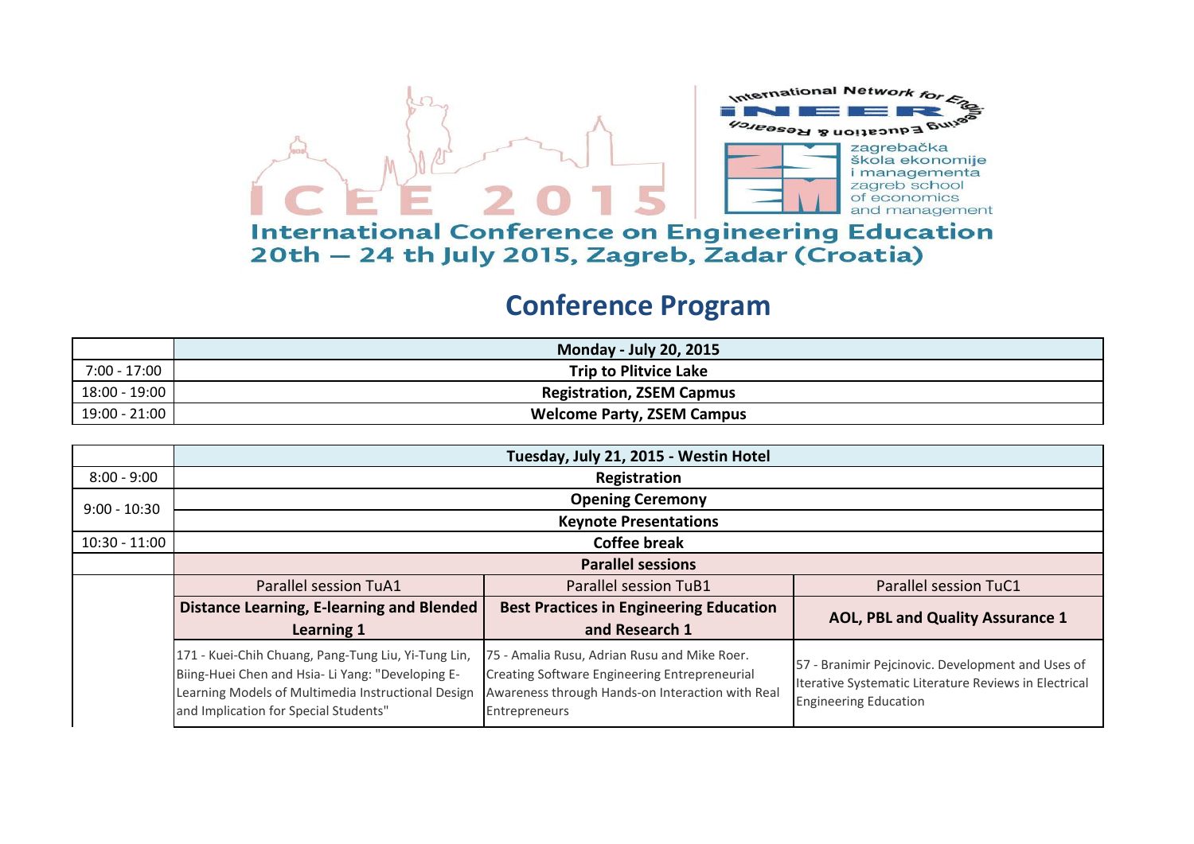International Network for Engineering Education & Research

zagrebačka škola ekonomije i managementa
zagreb school of economics and management

ICEE 2015

**International Conference on Engineering Education**
**20th — 24 th July 2015, Zagreb, Zadar (Croatia)**

# Conference Program

| | Monday - July 20, 2015 |
|---|---|
| 7:00 - 17:00 | **Trip to Plitvice Lake** |
| 18:00 - 19:00 | **Registration, ZSEM Capmus** |
| 19:00 - 21:00 | **Welcome Party, ZSEM Campus** |

| | Tuesday, July 21, 2015 - Westin Hotel | | |
|---|---|---|---|
| 8:00 - 9:00 | **Registration** | | |
| 9:00 - 10:30 | **Opening Ceremony** | | |
| | **Keynote Presentations** | | |
| 10:30 - 11:00 | **Coffee break** | | |
| | **Parallel sessions** | | |
| | Parallel session TuA1 | Parallel session TuB1 | Parallel session TuC1 |
| | **Distance Learning, E-learning and Blended Learning 1** | **Best Practices in Engineering Education and Research 1** | **AOL, PBL and Quality Assurance 1** |
| | 171 - Kuei-Chih Chuang, Pang-Tung Liu, Yi-Tung Lin, Biing-Huei Chen and Hsia- Li Yang: "Developing E-Learning Models of Multimedia Instructional Design and Implication for Special Students" | 75 - Amalia Rusu, Adrian Rusu and Mike Roer. Creating Software Engineering Entrepreneurial Awareness through Hands-on Interaction with Real Entrepreneurs | 57 - Branimir Pejcinovic. Development and Uses of Iterative Systematic Literature Reviews in Electrical Engineering Education |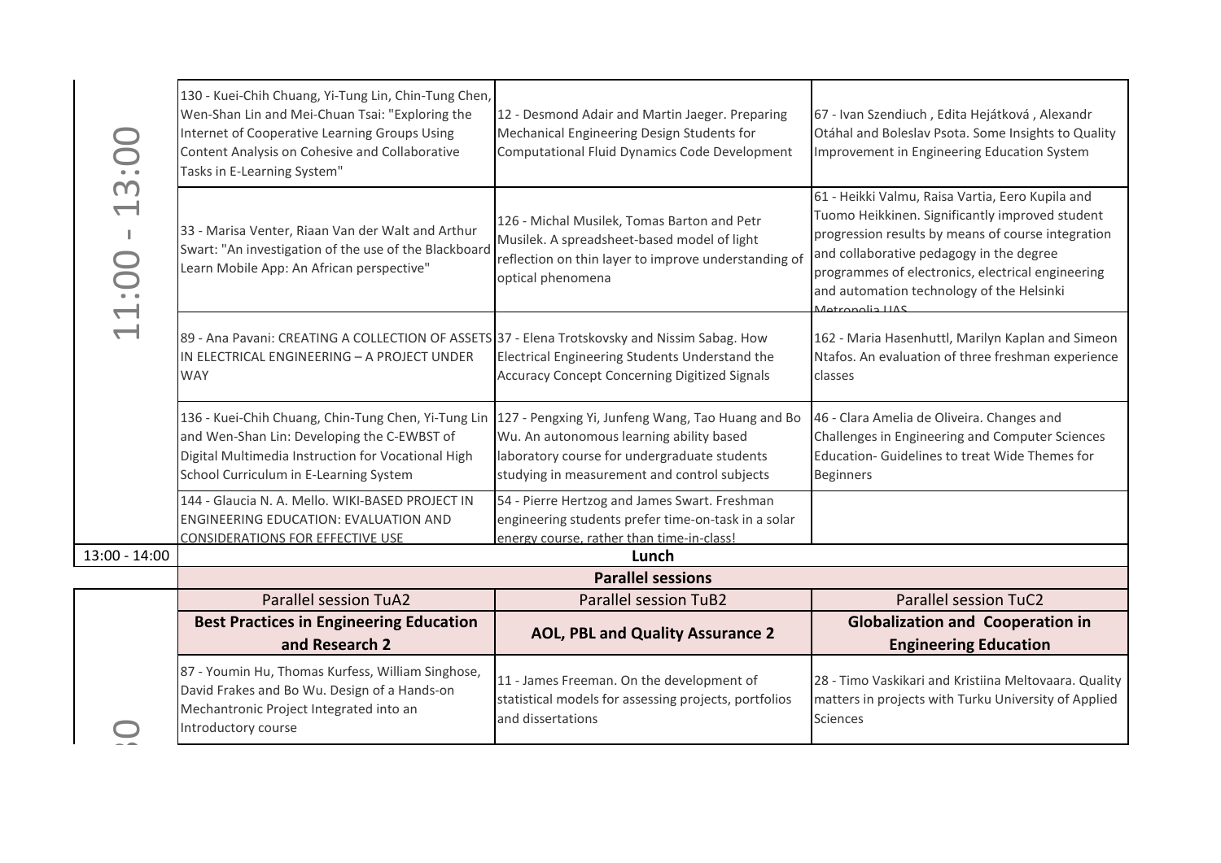| | | | |
|---|---|---|---|
| 11:00 - 13:00 | 130 - Kuei-Chih Chuang, Yi-Tung Lin, Chin-Tung Chen, Wen-Shan Lin and Mei-Chuan Tsai: "Exploring the Internet of Cooperative Learning Groups Using Content Analysis on Cohesive and Collaborative Tasks in E-Learning System" | 12 - Desmond Adair and Martin Jaeger. Preparing Mechanical Engineering Design Students for Computational Fluid Dynamics Code Development | 67 - Ivan Szendiuch , Edita Hejátková , Alexandr Otáhal and Boleslav Psota. Some Insights to Quality Improvement in Engineering Education System |
| | 33 - Marisa Venter, Riaan Van der Walt and Arthur Swart: "An investigation of the use of the Blackboard Learn Mobile App: An African perspective" | 126 - Michal Musilek, Tomas Barton and Petr Musilek. A spreadsheet-based model of light reflection on thin layer to improve understanding of optical phenomena | 61 - Heikki Valmu, Raisa Vartia, Eero Kupila and Tuomo Heikkinen. Significantly improved student progression results by means of course integration and collaborative pedagogy in the degree programmes of electronics, electrical engineering and automation technology of the Helsinki Metropolia UAS |
| | 89 - Ana Pavani: CREATING A COLLECTION OF ASSETS IN ELECTRICAL ENGINEERING – A PROJECT UNDER WAY | 37 - Elena Trotskovsky and Nissim Sabag. How Electrical Engineering Students Understand the Accuracy Concept Concerning Digitized Signals | 162 - Maria Hasenhuttl, Marilyn Kaplan and Simeon Ntafos. An evaluation of three freshman experience classes |
| | 136 - Kuei-Chih Chuang, Chin-Tung Chen, Yi-Tung Lin and Wen-Shan Lin: Developing the C-EWBST of Digital Multimedia Instruction for Vocational High School Curriculum in E-Learning System | 127 - Pengxing Yi, Junfeng Wang, Tao Huang and Bo Wu. An autonomous learning ability based laboratory course for undergraduate students studying in measurement and control subjects | 46 - Clara Amelia de Oliveira. Changes and Challenges in Engineering and Computer Sciences Education- Guidelines to treat Wide Themes for Beginners |
| | 144 - Glaucia N. A. Mello. WIKI-BASED PROJECT IN ENGINEERING EDUCATION: EVALUATION AND CONSIDERATIONS FOR EFFECTIVE USE | 54 - Pierre Hertzog and James Swart. Freshman engineering students prefer time-on-task in a solar energy course, rather than time-in-class! | |
| 13:00 - 14:00 | **Lunch** | | |
| | **Parallel sessions** | | |
| | Parallel session TuA2 | Parallel session TuB2 | Parallel session TuC2 |
| | **Best Practices in Engineering Education and Research 2** | **AOL, PBL and Quality Assurance 2** | **Globalization and Cooperation in Engineering Education** |
| | 87 - Youmin Hu, Thomas Kurfess, William Singhose, David Frakes and Bo Wu. Design of a Hands-on Mechantronic Project Integrated into an Introductory course | 11 - James Freeman. On the development of statistical models for assessing projects, portfolios and dissertations | 28 - Timo Vaskikari and Kristiina Meltovaara. Quality matters in projects with Turku University of Applied Sciences |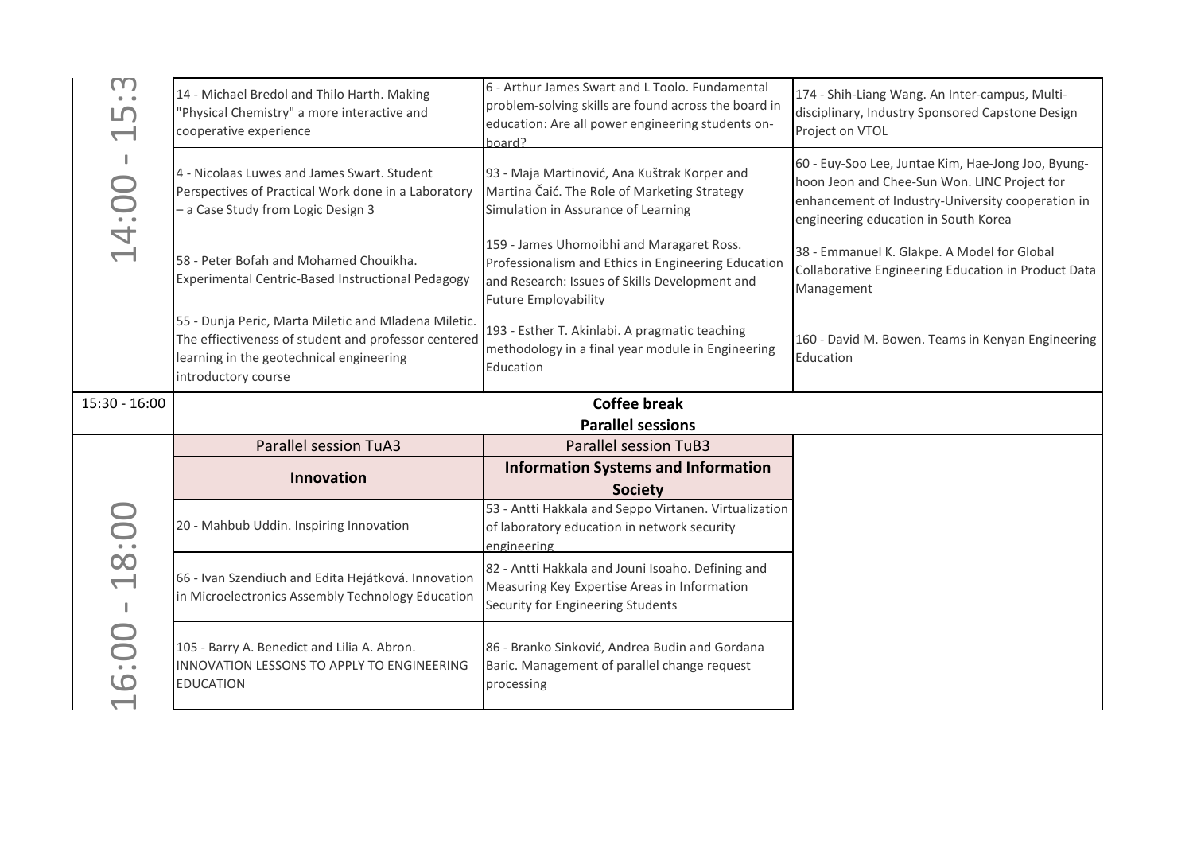| Time | | | |
|---|---|---|---|
| 14:00 - 15:30 | 14 - Michael Bredol and Thilo Harth. Making "Physical Chemistry" a more interactive and cooperative experience | 6 - Arthur James Swart and L Toolo. Fundamental problem-solving skills are found across the board in education: Are all power engineering students on-board? | 174 - Shih-Liang Wang. An Inter-campus, Multi-disciplinary, Industry Sponsored Capstone Design Project on VTOL |
| | 4 - Nicolaas Luwes and James Swart. Student Perspectives of Practical Work done in a Laboratory – a Case Study from Logic Design 3 | 93 - Maja Martinović, Ana Kuštrak Korper and Martina Čaić. The Role of Marketing Strategy Simulation in Assurance of Learning | 60 - Euy-Soo Lee, Juntae Kim, Hae-Jong Joo, Byung-hoon Jeon and Chee-Sun Won. LINC Project for enhancement of Industry-University cooperation in engineering education in South Korea |
| | 58 - Peter Bofah and Mohamed Chouikha. Experimental Centric-Based Instructional Pedagogy | 159 - James Uhomoibhi and Maragaret Ross. Professionalism and Ethics in Engineering Education and Research: Issues of Skills Development and Future Employability | 38 - Emmanuel K. Glakpe. A Model for Global Collaborative Engineering Education in Product Data Management |
| | 55 - Dunja Peric, Marta Miletic and Mladena Miletic. The effictiveness of student and professor centered learning in the geotechnical engineering introductory course | 193 - Esther T. Akinlabi. A pragmatic teaching methodology in a final year module in Engineering Education | 160 - David M. Bowen. Teams in Kenyan Engineering Education |
| 15:30 - 16:00 | **Coffee break** | | |
| | **Parallel sessions** | | |
| 16:00 - 18:00 | Parallel session TuA3 | Parallel session TuB3 | |
| | **Innovation** | **Information Systems and Information Society** | |
| | 20 - Mahbub Uddin. Inspiring Innovation | 53 - Antti Hakkala and Seppo Virtanen. Virtualization of laboratory education in network security engineering | |
| | 66 - Ivan Szendiuch and Edita Hejátková. Innovation in Microelectronics Assembly Technology Education | 82 - Antti Hakkala and Jouni Isoaho. Defining and Measuring Key Expertise Areas in Information Security for Engineering Students | |
| | 105 - Barry A. Benedict and Lilia A. Abron. INNOVATION LESSONS TO APPLY TO ENGINEERING EDUCATION | 86 - Branko Sinković, Andrea Budin and Gordana Baric. Management of parallel change request processing | |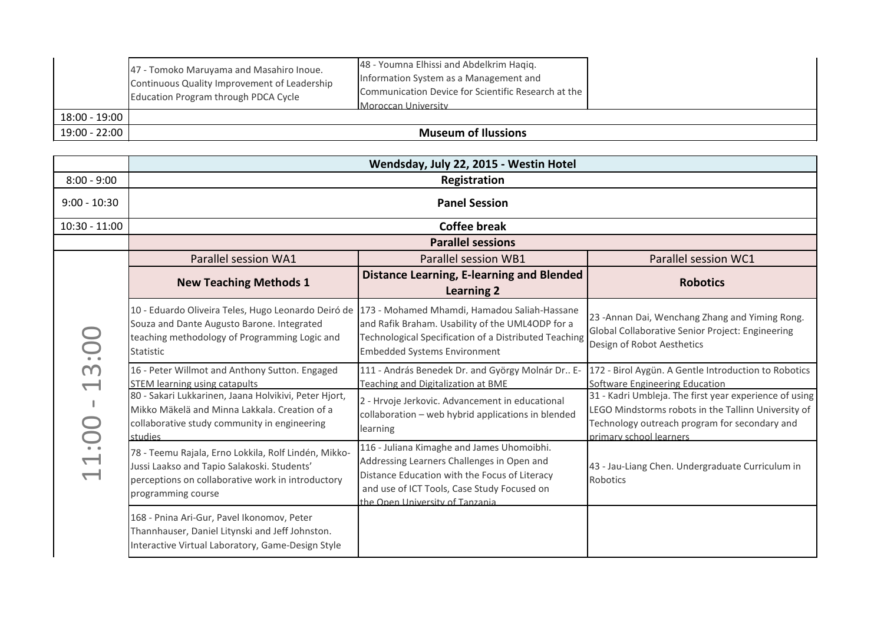| | | | |
|---|---|---|---|
| | 47 - Tomoko Maruyama and Masahiro Inoue. Continuous Quality Improvement of Leadership Education Program through PDCA Cycle | 48 - Youmna Elhissi and Abdelkrim Haqiq. Information System as a Management and Communication Device for Scientific Research at the Moroccan University | |
| 18:00 - 19:00 | | | |
| 19:00 - 22:00 | **Museum of Ilussions** | | |

| | Wendsday, July 22, 2015 - Westin Hotel | | |
|---|---|---|---|
| 8:00 - 9:00 | **Registration** | | |
| 9:00 - 10:30 | **Panel Session** | | |
| 10:30 - 11:00 | **Coffee break** | | |
| | **Parallel sessions** | | |
| 11:00 - 13:00 | Parallel session WA1 | Parallel session WB1 | Parallel session WC1 |
| | **New Teaching Methods 1** | **Distance Learning, E-learning and Blended Learning 2** | **Robotics** |
| | 10 - Eduardo Oliveira Teles, Hugo Leonardo Deiró de Souza and Dante Augusto Barone. Integrated teaching methodology of Programming Logic and Statistic | 173 - Mohamed Mhamdi, Hamadou Saliah-Hassane and Rafik Braham. Usability of the UML4ODP for a Technological Specification of a Distributed Teaching Embedded Systems Environment | 23 -Annan Dai, Wenchang Zhang and Yiming Rong. Global Collaborative Senior Project: Engineering Design of Robot Aesthetics |
| | 16 - Peter Willmot and Anthony Sutton. Engaged STEM learning using catapults | 111 - András Benedek Dr. and György Molnár Dr.. E-Teaching and Digitalization at BME | 172 - Birol Aygün. A Gentle Introduction to Robotics Software Engineering Education |
| | 80 - Sakari Lukkarinen, Jaana Holvikivi, Peter Hjort, Mikko Mäkelä and Minna Lakkala. Creation of a collaborative study community in engineering studies | 2 - Hrvoje Jerkovic. Advancement in educational collaboration – web hybrid applications in blended learning | 31 - Kadri Umbleja. The first year experience of using LEGO Mindstorms robots in the Tallinn University of Technology outreach program for secondary and primary school learners |
| | 78 - Teemu Rajala, Erno Lokkila, Rolf Lindén, Mikko-Jussi Laakso and Tapio Salakoski. Students' perceptions on collaborative work in introductory programming course | 116 - Juliana Kimaghe and James Uhomoibhi. Addressing Learners Challenges in Open and Distance Education with the Focus of Literacy and use of ICT Tools, Case Study Focused on the Open University of Tanzania | 43 - Jau-Liang Chen. Undergraduate Curriculum in Robotics |
| | 168 - Pnina Ari-Gur, Pavel Ikonomov, Peter Thannhauser, Daniel Litynski and Jeff Johnston. Interactive Virtual Laboratory, Game-Design Style | | |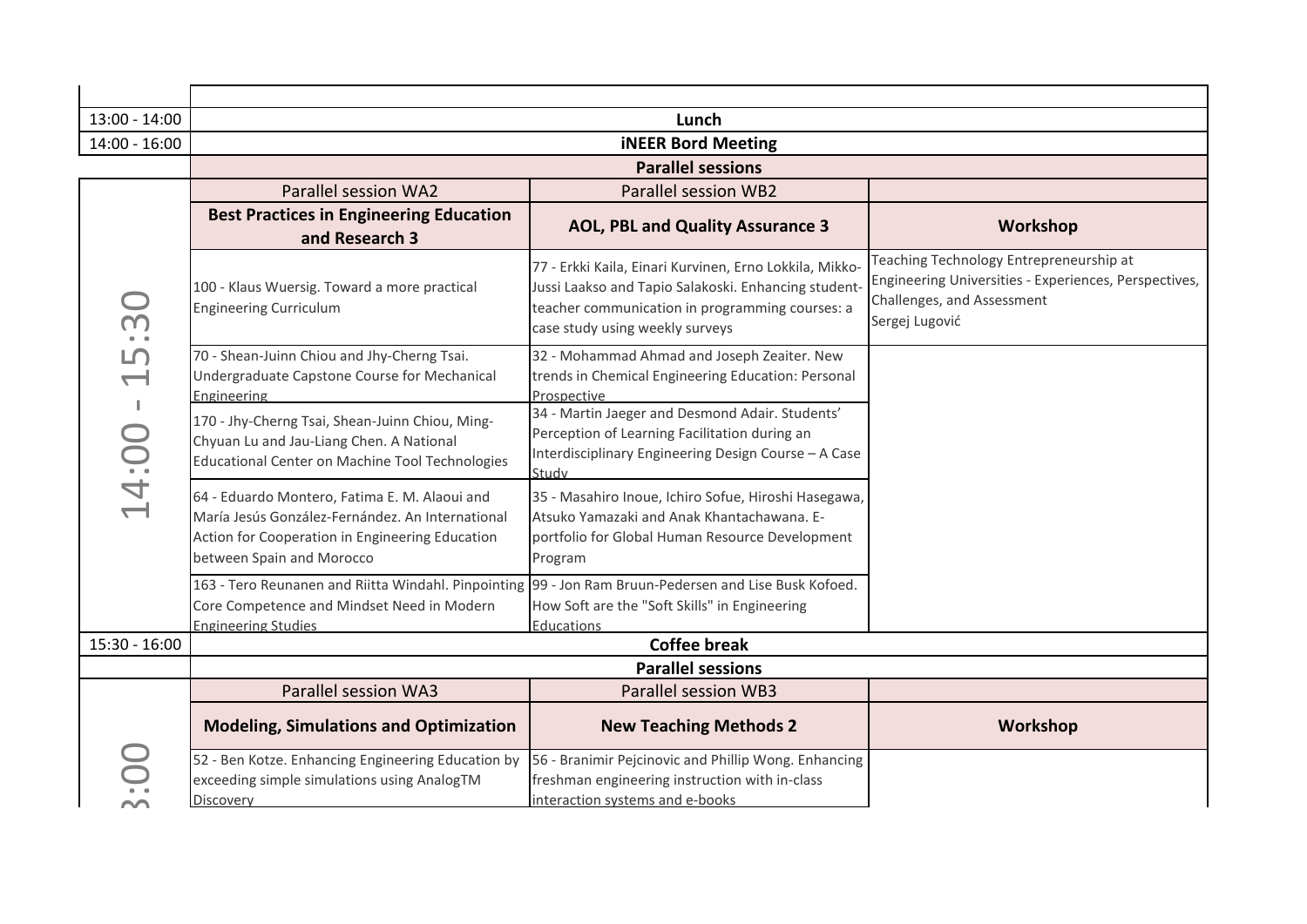| | | | |
|---|---|---|---|
| 13:00 - 14:00 | **Lunch** | | |
| 14:00 - 16:00 | **iNEER Bord Meeting** | | |
| | **Parallel sessions** | | |
| | Parallel session WA2 | Parallel session WB2 | |
| | **Best Practices in Engineering Education and Research 3** | **AOL, PBL and Quality Assurance 3** | **Workshop** |
| 14:00 - 15:30 | 100 - Klaus Wuersig. Toward a more practical Engineering Curriculum | 77 - Erkki Kaila, Einari Kurvinen, Erno Lokkila, Mikko-Jussi Laakso and Tapio Salakoski. Enhancing student-teacher communication in programming courses: a case study using weekly surveys | Teaching Technology Entrepreneurship at Engineering Universities - Experiences, Perspectives, Challenges, and Assessment Sergej Lugović |
| | 70 - Shean-Juinn Chiou and Jhy-Cherng Tsai. Undergraduate Capstone Course for Mechanical Engineering | 32 - Mohammad Ahmad and Joseph Zeaiter. New trends in Chemical Engineering Education: Personal Prospective | |
| | 170 - Jhy-Cherng Tsai, Shean-Juinn Chiou, Ming-Chyuan Lu and Jau-Liang Chen. A National Educational Center on Machine Tool Technologies | 34 - Martin Jaeger and Desmond Adair. Students' Perception of Learning Facilitation during an Interdisciplinary Engineering Design Course – A Case Study | |
| | 64 - Eduardo Montero, Fatima E. M. Alaoui and María Jesús González-Fernández. An International Action for Cooperation in Engineering Education between Spain and Morocco | 35 - Masahiro Inoue, Ichiro Sofue, Hiroshi Hasegawa, Atsuko Yamazaki and Anak Khantachawana. E-portfolio for Global Human Resource Development Program | |
| | 163 - Tero Reunanen and Riitta Windahl. Pinpointing Core Competence and Mindset Need in Modern Engineering Studies | 99 - Jon Ram Bruun-Pedersen and Lise Busk Kofoed. How Soft are the "Soft Skills" in Engineering Educations | |
| 15:30 - 16:00 | **Coffee break** | | |
| | **Parallel sessions** | | |
| | Parallel session WA3 | Parallel session WB3 | |
| | **Modeling, Simulations and Optimization** | **New Teaching Methods 2** | **Workshop** |
| 3:00 | 52 - Ben Kotze. Enhancing Engineering Education by exceeding simple simulations using AnalogTM Discovery | 56 - Branimir Pejcinovic and Phillip Wong. Enhancing freshman engineering instruction with in-class interaction systems and e-books | |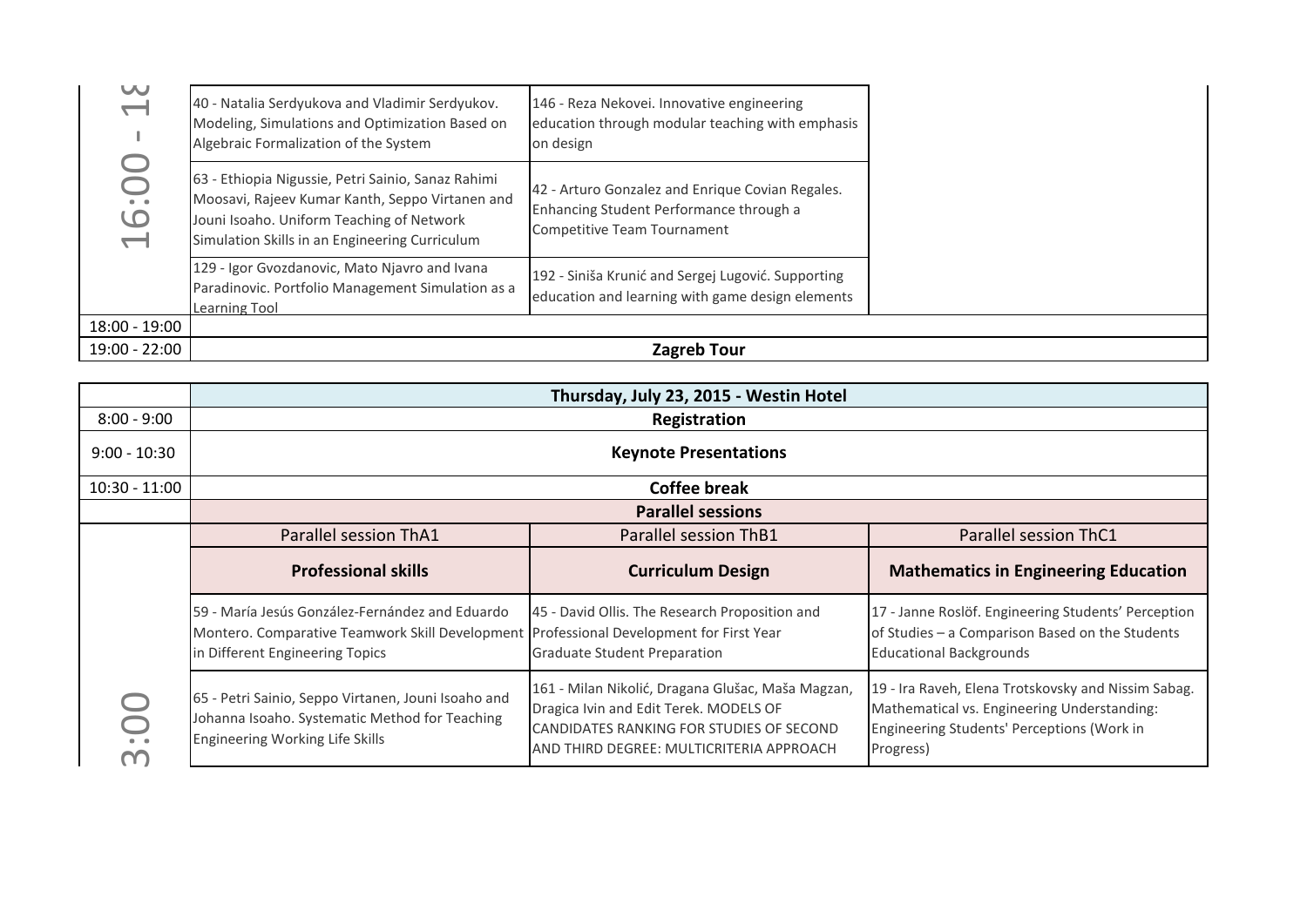| | | | |
|---|---|---|---|
| 16:00 - 18 | 40 - Natalia Serdyukova and Vladimir Serdyukov. Modeling, Simulations and Optimization Based on Algebraic Formalization of the System | 146 - Reza Nekovei. Innovative engineering education through modular teaching with emphasis on design | |
| | 63 - Ethiopia Nigussie, Petri Sainio, Sanaz Rahimi Moosavi, Rajeev Kumar Kanth, Seppo Virtanen and Jouni Isoaho. Uniform Teaching of Network Simulation Skills in an Engineering Curriculum | 42 - Arturo Gonzalez and Enrique Covian Regales. Enhancing Student Performance through a Competitive Team Tournament | |
| | 129 - Igor Gvozdanovic, Mato Njavro and Ivana Paradinovic. Portfolio Management Simulation as a Learning Tool | 192 - Siniša Krunić and Sergej Lugović. Supporting education and learning with game design elements | |
| 18:00 - 19:00 | | | |
| 19:00 - 22:00 | **Zagreb Tour** | | |

| | **Thursday, July 23, 2015 - Westin Hotel** | | |
|---|---|---|---|
| 8:00 - 9:00 | **Registration** | | |
| 9:00 - 10:30 | **Keynote Presentations** | | |
| 10:30 - 11:00 | **Coffee break** | | |
| | **Parallel sessions** | | |
| | Parallel session ThA1 | Parallel session ThB1 | Parallel session ThC1 |
| | **Professional skills** | **Curriculum Design** | **Mathematics in Engineering Education** |
| 3:00 | 59 - María Jesús González-Fernández and Eduardo Montero. Comparative Teamwork Skill Development in Different Engineering Topics | 45 - David Ollis. The Research Proposition and Professional Development for First Year Graduate Student Preparation | 17 - Janne Roslöf. Engineering Students' Perception of Studies – a Comparison Based on the Students Educational Backgrounds |
| | 65 - Petri Sainio, Seppo Virtanen, Jouni Isoaho and Johanna Isoaho. Systematic Method for Teaching Engineering Working Life Skills | 161 - Milan Nikolić, Dragana Glušac, Maša Magzan, Dragica Ivin and Edit Terek. MODELS OF CANDIDATES RANKING FOR STUDIES OF SECOND AND THIRD DEGREE: MULTICRITERIA APPROACH | 19 - Ira Raveh, Elena Trotskovsky and Nissim Sabag. Mathematical vs. Engineering Understanding: Engineering Students' Perceptions (Work in Progress) |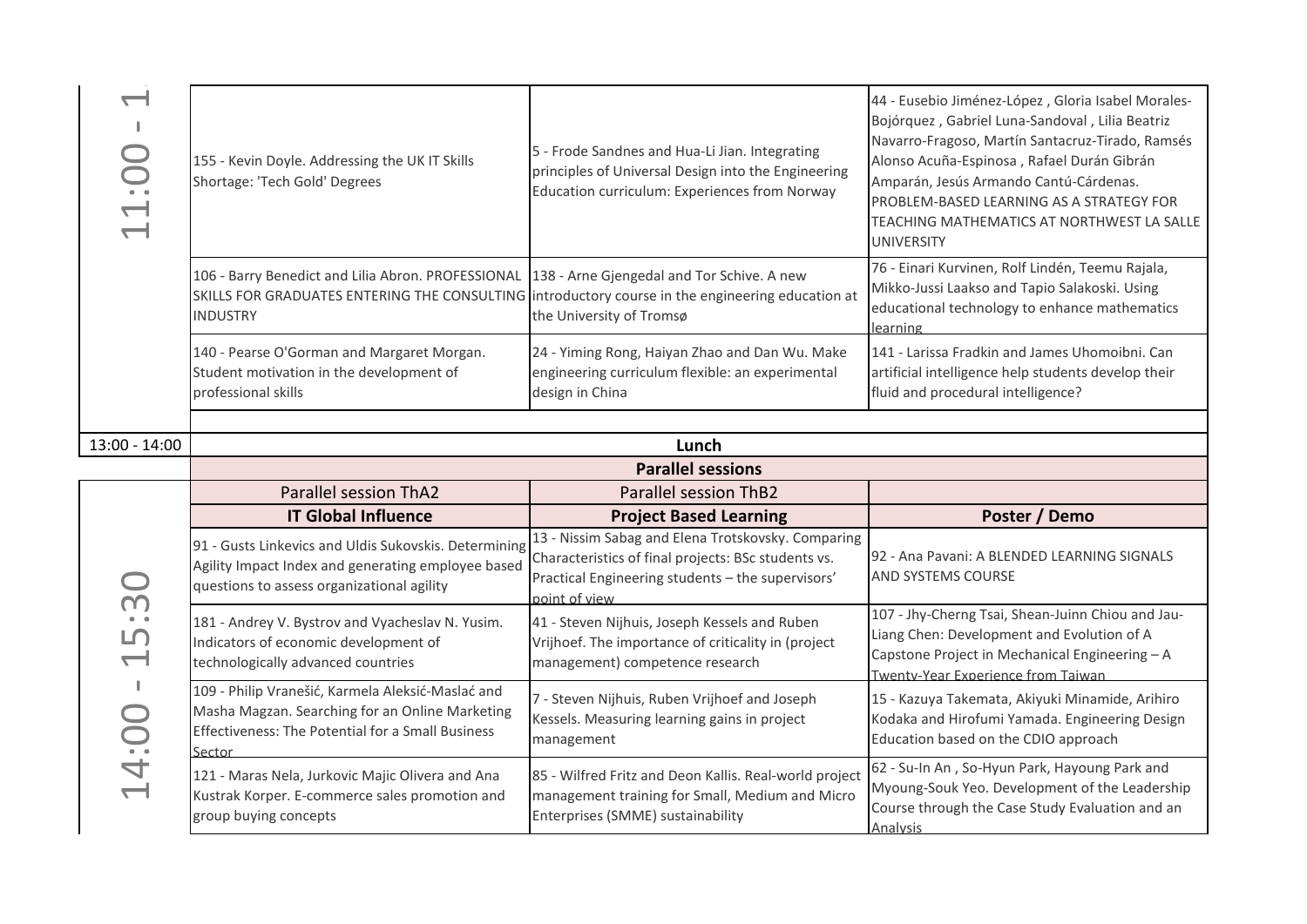| 11:00 - 1 | | | |
|---|---|---|---|
| | 155 - Kevin Doyle. Addressing the UK IT Skills Shortage: 'Tech Gold' Degrees | 5 - Frode Sandnes and Hua-Li Jian. Integrating principles of Universal Design into the Engineering Education curriculum: Experiences from Norway | 44 - Eusebio Jiménez-López , Gloria Isabel Morales-Bojórquez , Gabriel Luna-Sandoval , Lilia Beatriz Navarro-Fragoso, Martín Santacruz-Tirado, Ramsés Alonso Acuña-Espinosa , Rafael Durán Gibrán Amparán, Jesús Armando Cantú-Cárdenas. PROBLEM-BASED LEARNING AS A STRATEGY FOR TEACHING MATHEMATICS AT NORTHWEST LA SALLE UNIVERSITY |
| | 106 - Barry Benedict and Lilia Abron. PROFESSIONAL SKILLS FOR GRADUATES ENTERING THE CONSULTING INDUSTRY | 138 - Arne Gjengedal and Tor Schive. A new introductory course in the engineering education at the University of Tromsø | 76 - Einari Kurvinen, Rolf Lindén, Teemu Rajala, Mikko-Jussi Laakso and Tapio Salakoski. Using educational technology to enhance mathematics learning |
| | 140 - Pearse O'Gorman and Margaret Morgan. Student motivation in the development of professional skills | 24 - Yiming Rong, Haiyan Zhao and Dan Wu. Make engineering curriculum flexible: an experimental design in China | 141 - Larissa Fradkin and James Uhomoibni. Can artificial intelligence help students develop their fluid and procedural intelligence? |
| 13:00 - 14:00 | **Lunch** | | |
| | **Parallel sessions** | | |
| 14:00 - 15:30 | Parallel session ThA2 | Parallel session ThB2 | |
| | **IT Global Influence** | **Project Based Learning** | **Poster / Demo** |
| | 91 - Gusts Linkevics and Uldis Sukovskis. Determining Agility Impact Index and generating employee based questions to assess organizational agility | 13 - Nissim Sabag and Elena Trotskovsky. Comparing Characteristics of final projects: BSc students vs. Practical Engineering students – the supervisors' point of view | 92 - Ana Pavani: A BLENDED LEARNING SIGNALS AND SYSTEMS COURSE |
| | 181 - Andrey V. Bystrov and Vyacheslav N. Yusim. Indicators of economic development of technologically advanced countries | 41 - Steven Nijhuis, Joseph Kessels and Ruben Vrijhoef. The importance of criticality in (project management) competence research | 107 - Jhy-Cherng Tsai, Shean-Juinn Chiou and Jau-Liang Chen: Development and Evolution of A Capstone Project in Mechanical Engineering – A Twenty-Year Experience from Taiwan |
| | 109 - Philip Vranešić, Karmela Aleksić-Maslać and Masha Magzan. Searching for an Online Marketing Effectiveness: The Potential for a Small Business Sector | 7 - Steven Nijhuis, Ruben Vrijhoef and Joseph Kessels. Measuring learning gains in project management | 15 - Kazuya Takemata, Akiyuki Minamide, Arihiro Kodaka and Hirofumi Yamada. Engineering Design Education based on the CDIO approach |
| | 121 - Maras Nela, Jurkovic Majic Olivera and Ana Kustrak Korper. E-commerce sales promotion and group buying concepts | 85 - Wilfred Fritz and Deon Kallis. Real-world project management training for Small, Medium and Micro Enterprises (SMME) sustainability | 62 - Su-In An , So-Hyun Park, Hayoung Park and Myoung-Souk Yeo. Development of the Leadership Course through the Case Study Evaluation and an Analysis |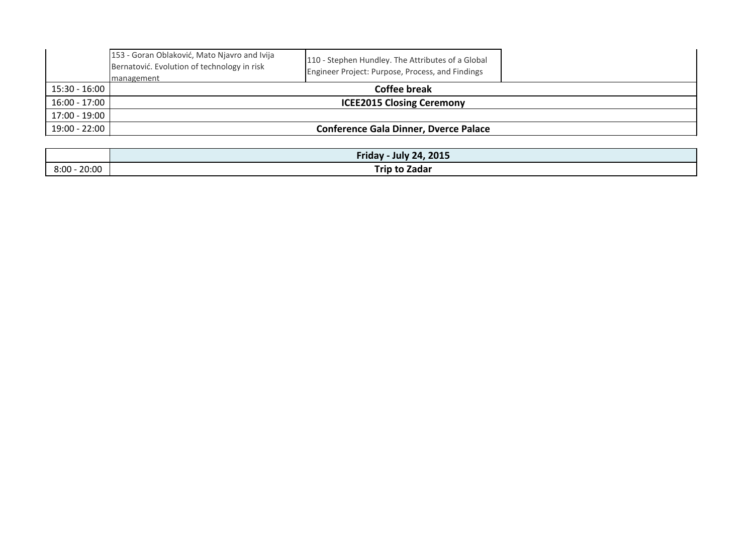| | | | |
|---|---|---|---|
| | 153 - Goran Oblaković, Mato Njavro and Ivija Bernatović. Evolution of technology in risk management | 110 - Stephen Hundley. The Attributes of a Global Engineer Project: Purpose, Process, and Findings | |
| 15:30 - 16:00 | **Coffee break** | | |
| 16:00 - 17:00 | **ICEE2015 Closing Ceremony** | | |
| 17:00 - 19:00 | | | |
| 19:00 - 22:00 | **Conference Gala Dinner, Dverce Palace** | | |

| | |
|---|---|
| | **Friday - July 24, 2015** |
| 8:00 - 20:00 | **Trip to Zadar** |